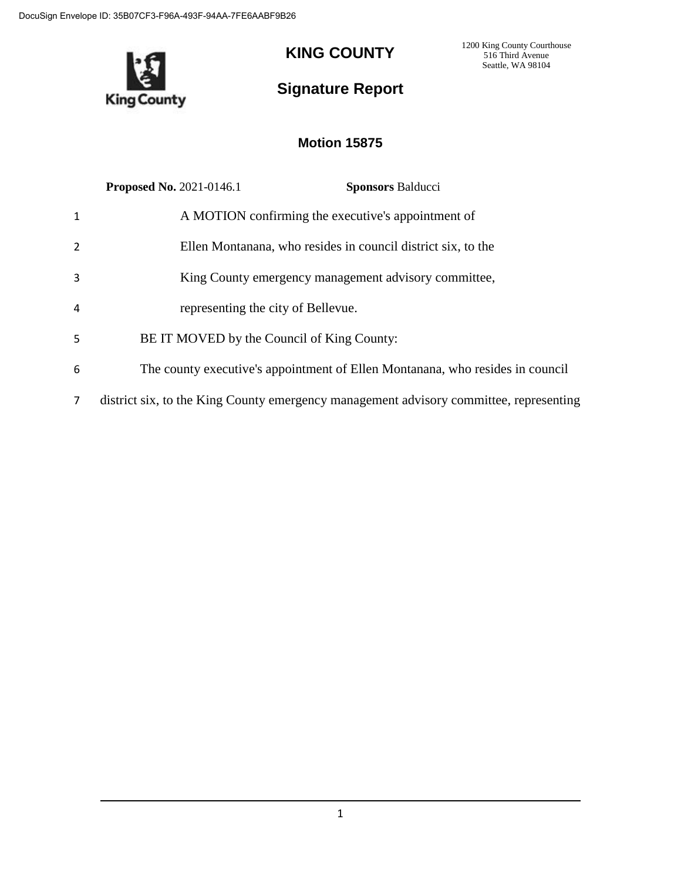DocuSign Envelope ID: 35B07CF3-F96A-493F-94AA-7FE6AABF9B26

# KING COUNTY

1200 King County Courthouse
516 Third Avenue
Seattle, WA 98104

## Signature Report

### Motion 15875

**Proposed No.** 2021-0146.1 **Sponsors** Balducci

1 A MOTION confirming the executive's appointment of
2 Ellen Montanana, who resides in council district six, to the
3 King County emergency management advisory committee,
4 representing the city of Bellevue.
5 BE IT MOVED by the Council of King County:
6 The county executive's appointment of Ellen Montanana, who resides in council
7 district six, to the King County emergency management advisory committee, representing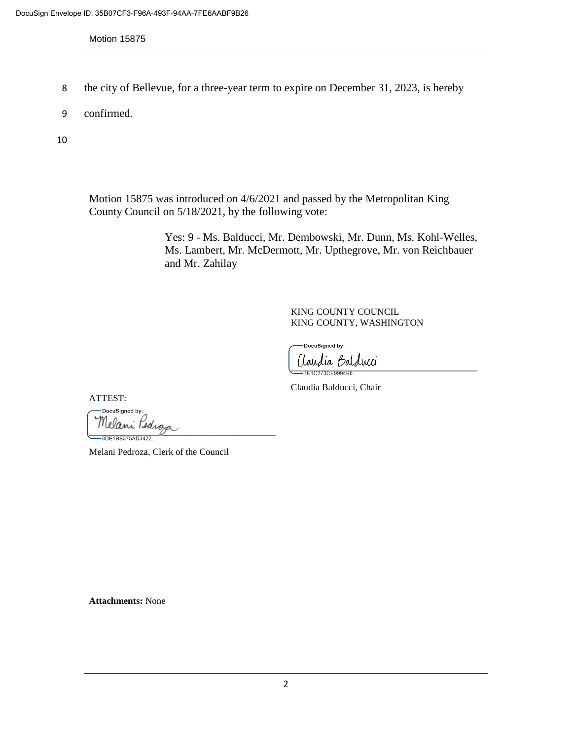the city of Bellevue, for a three-year term to expire on December 31, 2023, is hereby confirmed.

Motion 15875 was introduced on 4/6/2021 and passed by the Metropolitan King County Council on 5/18/2021, by the following vote:

Yes: 9 - Ms. Balducci, Mr. Dembowski, Mr. Dunn, Ms. Kohl-Welles, Ms. Lambert, Mr. McDermott, Mr. Upthegrove, Mr. von Reichbauer and Mr. Zahilay

KING COUNTY COUNCIL
KING COUNTY, WASHINGTON

DocuSigned by:
Claudia Balducci
7E1C273CE9994B6...

Claudia Balducci, Chair

ATTEST:

DocuSigned by:
Melani Pedroza
8DE1BB375AD3422...

Melani Pedroza, Clerk of the Council

**Attachments:** None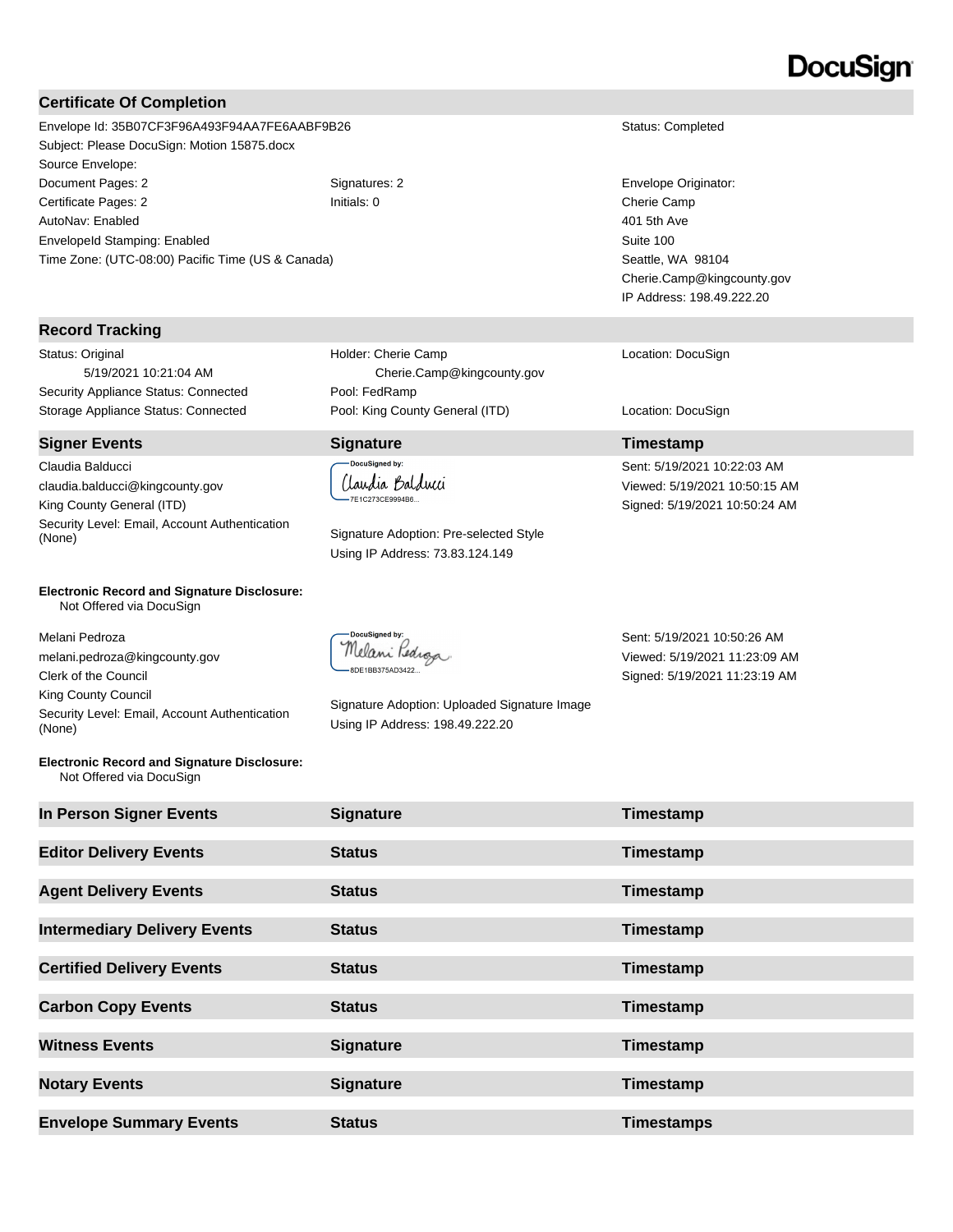DocuSign

## Certificate Of Completion

| | | |
|---|---|---|
| Envelope Id: 35B07CF3F96A493F94AA7FE6AABF9B26 | | Status: Completed |
| Subject: Please DocuSign: Motion 15875.docx | | |
| Source Envelope: | | |
| Document Pages: 2 | Signatures: 2 | Envelope Originator: |
| Certificate Pages: 2 | Initials: 0 | Cherie Camp |
| AutoNav: Enabled | | 401 5th Ave |
| EnvelopeId Stamping: Enabled | | Suite 100 |
| Time Zone: (UTC-08:00) Pacific Time (US & Canada) | | Seattle, WA 98104 |
| | | Cherie.Camp@kingcounty.gov |
| | | IP Address: 198.49.222.20 |

## Record Tracking

| | | |
|---|---|---|
| Status: Original<br>5/19/2021 10:21:04 AM | Holder: Cherie Camp<br>Cherie.Camp@kingcounty.gov | Location: DocuSign |
| Security Appliance Status: Connected | Pool: FedRamp | |
| Storage Appliance Status: Connected | Pool: King County General (ITD) | Location: DocuSign |

## Signer Events

| Signer Events | Signature | Timestamp |
|---|---|---|
| Claudia Balducci<br>claudia.balducci@kingcounty.gov<br>King County General (ITD)<br>Security Level: Email, Account Authentication (None) | DocuSigned by: Claudia Balducci<br>7E1C273CE9994B6...<br><br>Signature Adoption: Pre-selected Style<br>Using IP Address: 73.83.124.149 | Sent: 5/19/2021 10:22:03 AM<br>Viewed: 5/19/2021 10:50:15 AM<br>Signed: 5/19/2021 10:50:24 AM |
| **Electronic Record and Signature Disclosure:**<br>Not Offered via DocuSign | | |
| Melani Pedroza<br>melani.pedroza@kingcounty.gov<br>Clerk of the Council<br>King County Council<br>Security Level: Email, Account Authentication (None) | DocuSigned by: Melani Pedroza<br>8DE1BB375AD3422...<br><br>Signature Adoption: Uploaded Signature Image<br>Using IP Address: 198.49.222.20 | Sent: 5/19/2021 10:50:26 AM<br>Viewed: 5/19/2021 11:23:09 AM<br>Signed: 5/19/2021 11:23:19 AM |
| **Electronic Record and Signature Disclosure:**<br>Not Offered via DocuSign | | |

| In Person Signer Events | Signature | Timestamp |
|---|---|---|

| Editor Delivery Events | Status | Timestamp |
|---|---|---|

| Agent Delivery Events | Status | Timestamp |
|---|---|---|

| Intermediary Delivery Events | Status | Timestamp |
|---|---|---|

| Certified Delivery Events | Status | Timestamp |
|---|---|---|

| Carbon Copy Events | Status | Timestamp |
|---|---|---|

| Witness Events | Signature | Timestamp |
|---|---|---|

| Notary Events | Signature | Timestamp |
|---|---|---|

| Envelope Summary Events | Status | Timestamps |
|---|---|---|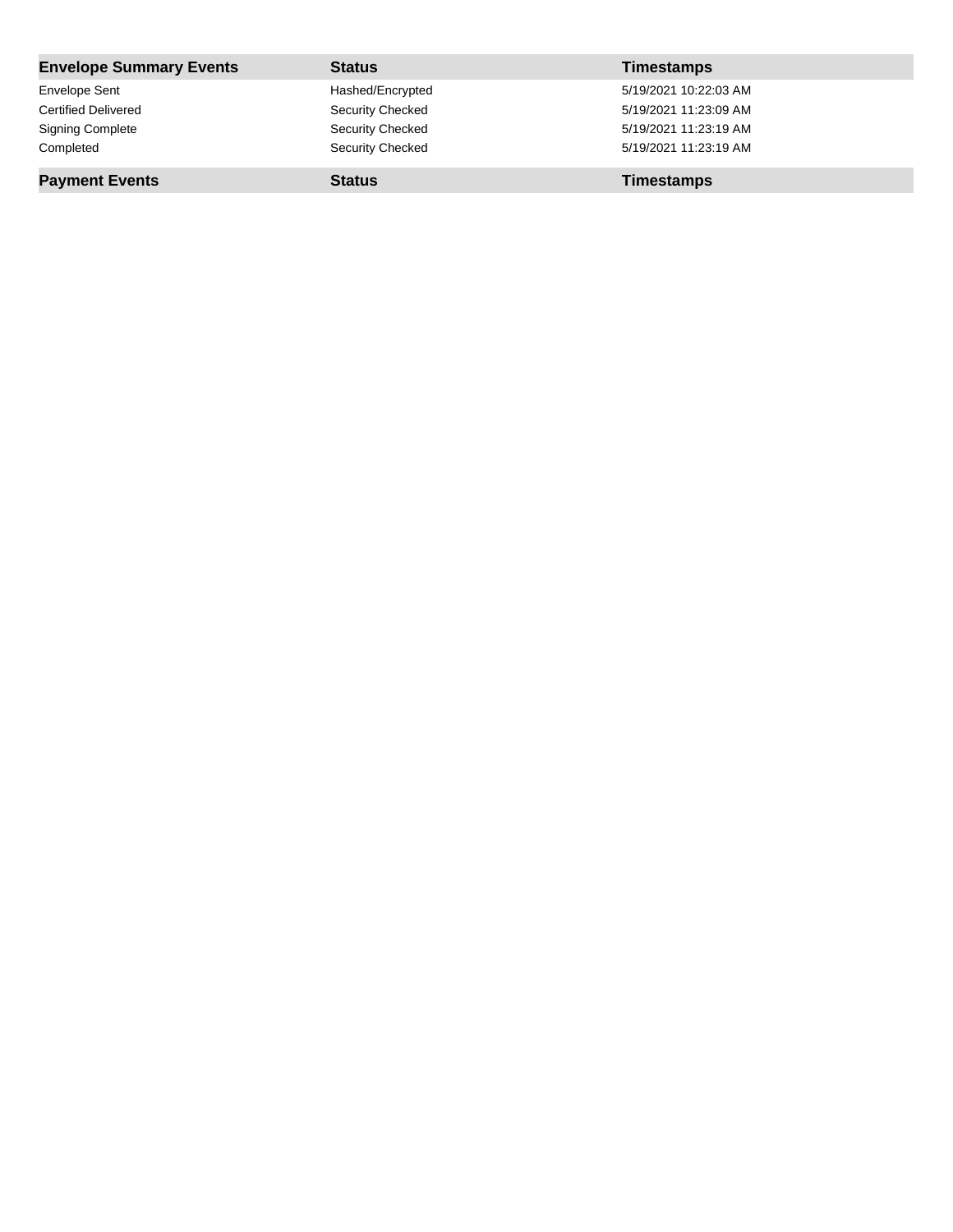| Envelope Summary Events | Status | Timestamps |
|---|---|---|
| Envelope Sent | Hashed/Encrypted | 5/19/2021 10:22:03 AM |
| Certified Delivered | Security Checked | 5/19/2021 11:23:09 AM |
| Signing Complete | Security Checked | 5/19/2021 11:23:19 AM |
| Completed | Security Checked | 5/19/2021 11:23:19 AM |

| Payment Events | Status | Timestamps |
|---|---|---|